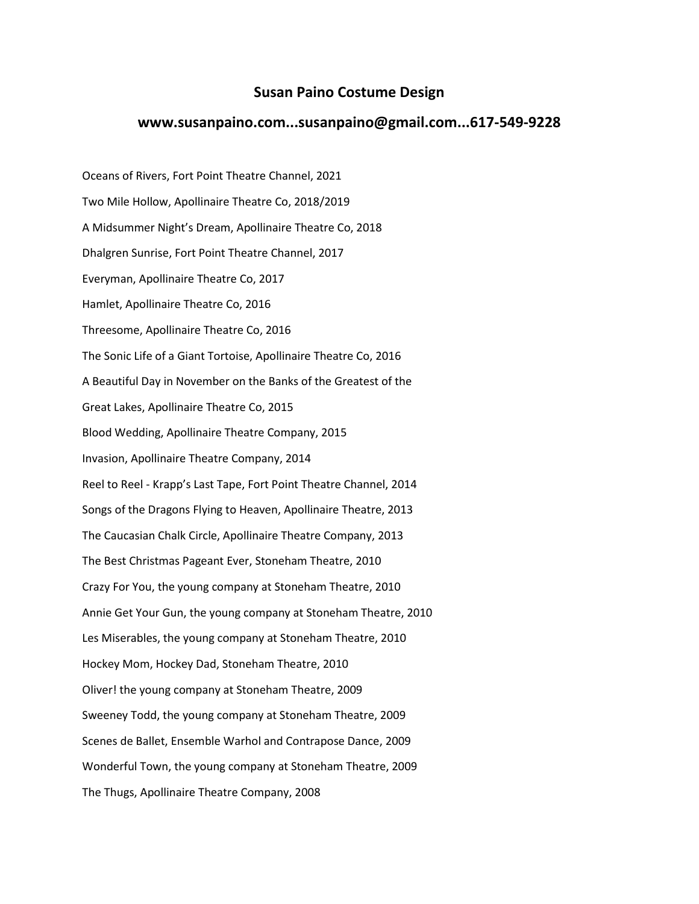# Susan Paino Costume Design

## www.susanpaino.com...susanpaino@gmail.com...617-549-9228

Oceans of Rivers, Fort Point Theatre Channel, 2021

Two Mile Hollow, Apollinaire Theatre Co, 2018/2019

A Midsummer Night's Dream, Apollinaire Theatre Co, 2018

Dhalgren Sunrise, Fort Point Theatre Channel, 2017

Everyman, Apollinaire Theatre Co, 2017

Hamlet, Apollinaire Theatre Co, 2016

Threesome, Apollinaire Theatre Co, 2016

The Sonic Life of a Giant Tortoise, Apollinaire Theatre Co, 2016

A Beautiful Day in November on the Banks of the Greatest of the Great Lakes, Apollinaire Theatre Co, 2015

Blood Wedding, Apollinaire Theatre Company, 2015

Invasion, Apollinaire Theatre Company, 2014

Reel to Reel - Krapp's Last Tape, Fort Point Theatre Channel, 2014

Songs of the Dragons Flying to Heaven, Apollinaire Theatre, 2013

The Caucasian Chalk Circle, Apollinaire Theatre Company, 2013

The Best Christmas Pageant Ever, Stoneham Theatre, 2010

Crazy For You, the young company at Stoneham Theatre, 2010

Annie Get Your Gun, the young company at Stoneham Theatre, 2010

Les Miserables, the young company at Stoneham Theatre, 2010

Hockey Mom, Hockey Dad, Stoneham Theatre, 2010

Oliver! the young company at Stoneham Theatre, 2009

Sweeney Todd, the young company at Stoneham Theatre, 2009

Scenes de Ballet, Ensemble Warhol and Contrapose Dance, 2009

Wonderful Town, the young company at Stoneham Theatre, 2009

The Thugs, Apollinaire Theatre Company, 2008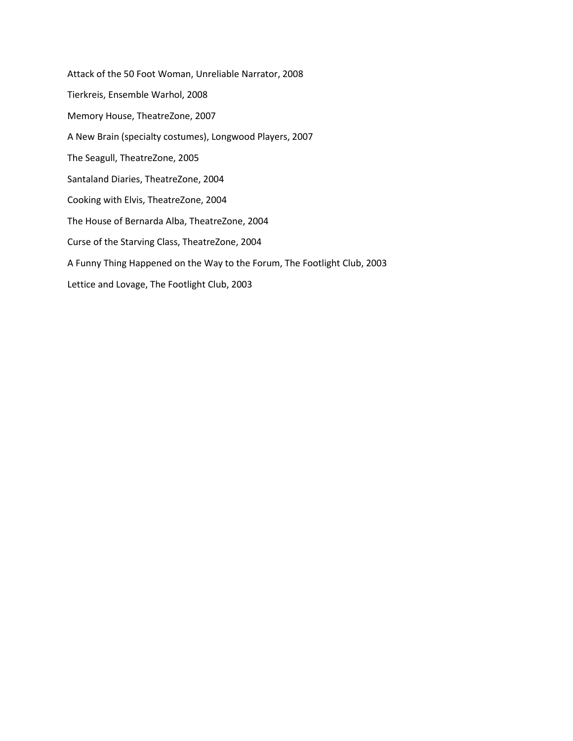Attack of the 50 Foot Woman, Unreliable Narrator, 2008

Tierkreis, Ensemble Warhol, 2008

Memory House, TheatreZone, 2007

A New Brain (specialty costumes), Longwood Players, 2007

The Seagull, TheatreZone, 2005

Santaland Diaries, TheatreZone, 2004

Cooking with Elvis, TheatreZone, 2004

The House of Bernarda Alba, TheatreZone, 2004

Curse of the Starving Class, TheatreZone, 2004

A Funny Thing Happened on the Way to the Forum, The Footlight Club, 2003

Lettice and Lovage, The Footlight Club, 2003